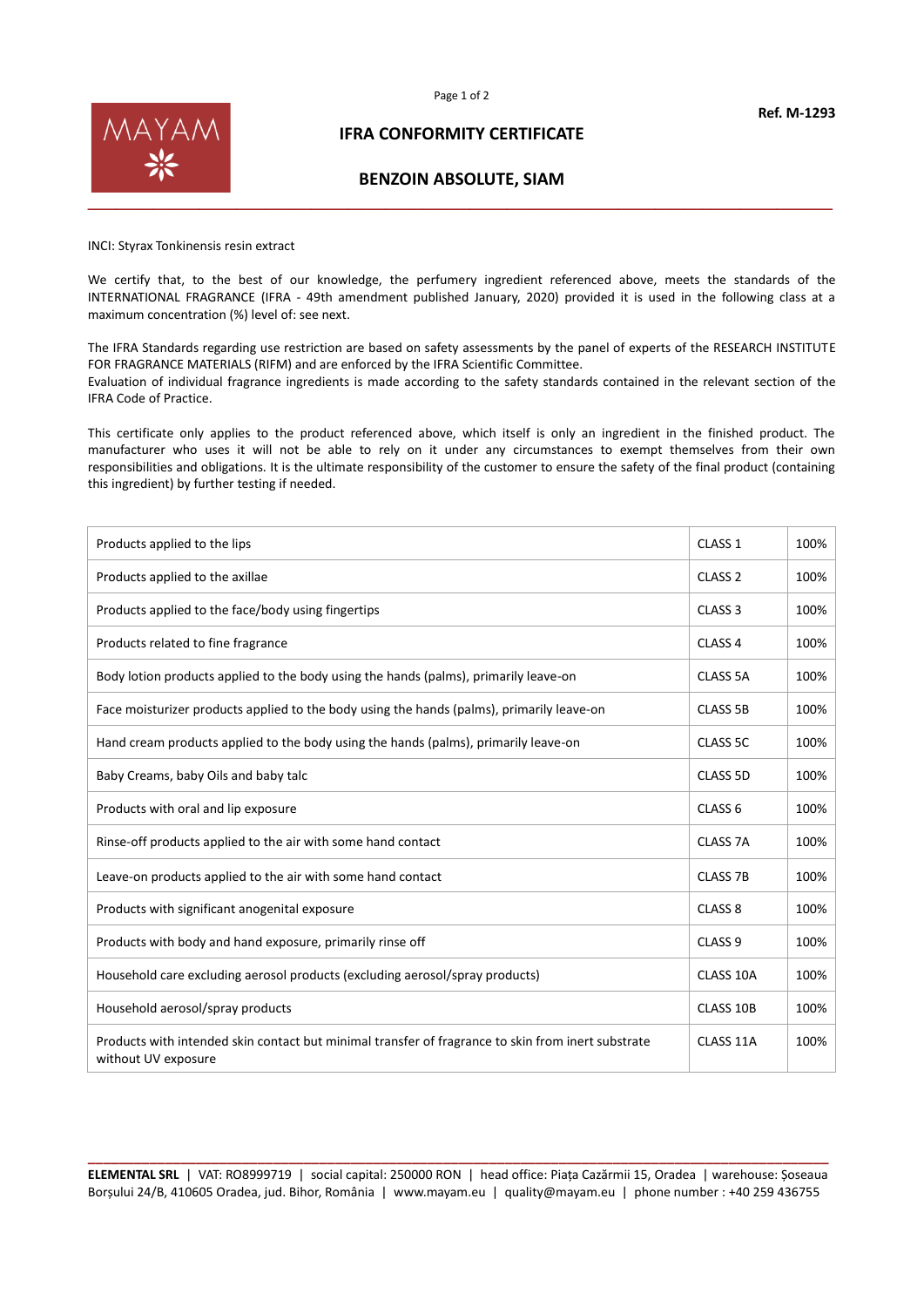Ref. M-1293

# IFRA CONFORMITY CERTIFICATE

## BENZOIN ABSOLUTE, SIAM

INCI: Styrax Tonkinensis resin extract

We certify that, to the best of our knowledge, the perfumery ingredient referenced above, meets the standards of the INTERNATIONAL FRAGRANCE (IFRA - 49th amendment published January, 2020) provided it is used in the following class at a maximum concentration (%) level of: see next.

The IFRA Standards regarding use restriction are based on safety assessments by the panel of experts of the RESEARCH INSTITUTE FOR FRAGRANCE MATERIALS (RIFM) and are enforced by the IFRA Scientific Committee.
Evaluation of individual fragrance ingredients is made according to the safety standards contained in the relevant section of the IFRA Code of Practice.

This certificate only applies to the product referenced above, which itself is only an ingredient in the finished product. The manufacturer who uses it will not be able to rely on it under any circumstances to exempt themselves from their own responsibilities and obligations. It is the ultimate responsibility of the customer to ensure the safety of the final product (containing this ingredient) by further testing if needed.

| Product | Class | Max. concentration |
|---|---|---|
| Products applied to the lips | CLASS 1 | 100% |
| Products applied to the axillae | CLASS 2 | 100% |
| Products applied to the face/body using fingertips | CLASS 3 | 100% |
| Products related to fine fragrance | CLASS 4 | 100% |
| Body lotion products applied to the body using the hands (palms), primarily leave-on | CLASS 5A | 100% |
| Face moisturizer products applied to the body using the hands (palms), primarily leave-on | CLASS 5B | 100% |
| Hand cream products applied to the body using the hands (palms), primarily leave-on | CLASS 5C | 100% |
| Baby Creams, baby Oils and baby talc | CLASS 5D | 100% |
| Products with oral and lip exposure | CLASS 6 | 100% |
| Rinse-off products applied to the air with some hand contact | CLASS 7A | 100% |
| Leave-on products applied to the air with some hand contact | CLASS 7B | 100% |
| Products with significant anogenital exposure | CLASS 8 | 100% |
| Products with body and hand exposure, primarily rinse off | CLASS 9 | 100% |
| Household care excluding aerosol products (excluding aerosol/spray products) | CLASS 10A | 100% |
| Household aerosol/spray products | CLASS 10B | 100% |
| Products with intended skin contact but minimal transfer of fragrance to skin from inert substrate without UV exposure | CLASS 11A | 100% |

**ELEMENTAL SRL** | VAT: RO8999719 | social capital: 250000 RON | head office: Piața Cazărmii 15, Oradea | warehouse: Șoseaua Borșului 24/B, 410605 Oradea, jud. Bihor, România | www.mayam.eu | quality@mayam.eu | phone number : +40 259 436755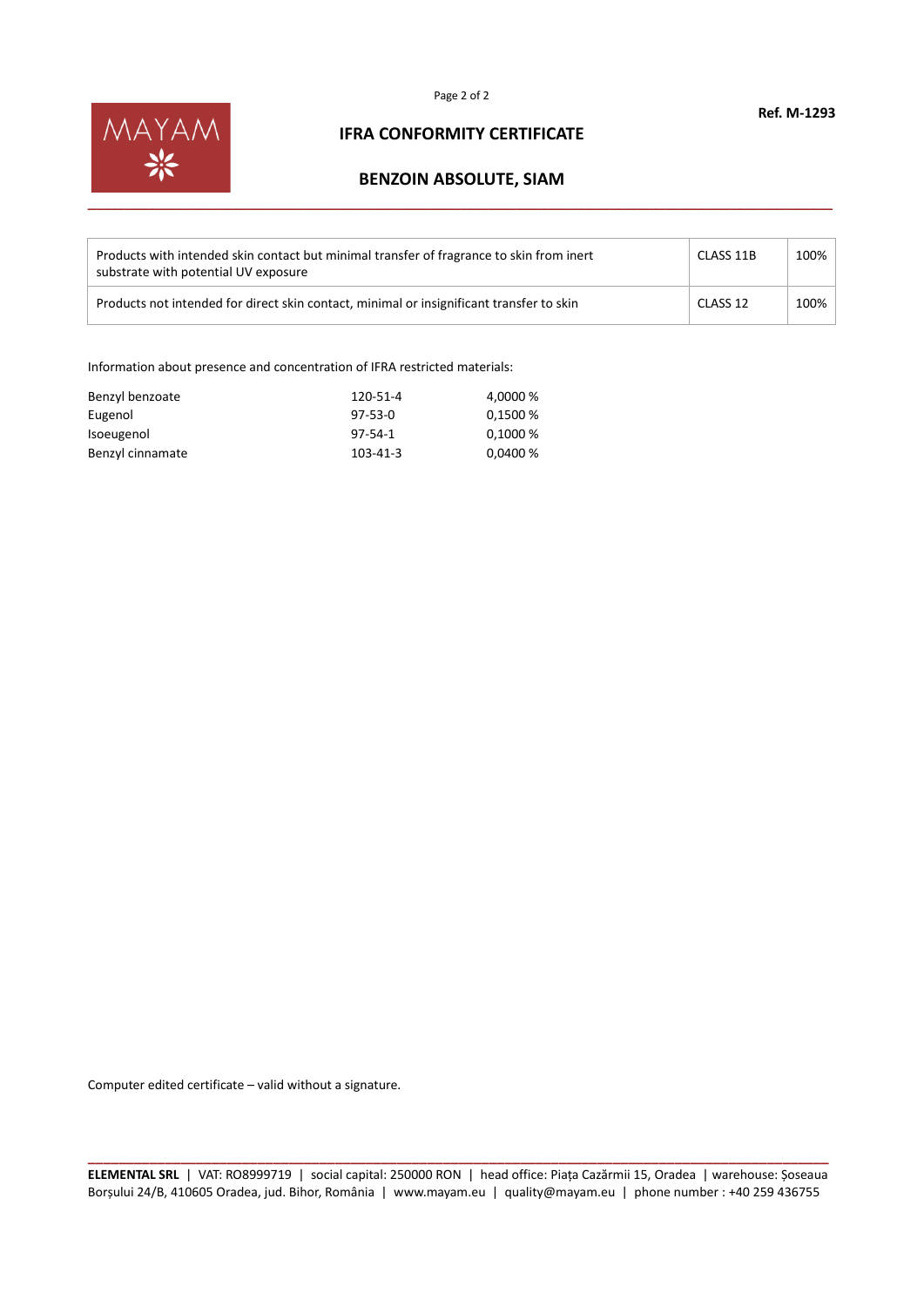## IFRA CONFORMITY CERTIFICATE

Ref. M-1293

## BENZOIN ABSOLUTE, SIAM

| | | |
|---|---|---|
| Products with intended skin contact but minimal transfer of fragrance to skin from inert substrate with potential UV exposure | CLASS 11B | 100% |
| Products not intended for direct skin contact, minimal or insignificant transfer to skin | CLASS 12 | 100% |

Information about presence and concentration of IFRA restricted materials:

| | | |
|---|---|---|
| Benzyl benzoate | 120-51-4 | 4,0000 % |
| Eugenol | 97-53-0 | 0,1500 % |
| Isoeugenol | 97-54-1 | 0,1000 % |
| Benzyl cinnamate | 103-41-3 | 0,0400 % |

Computer edited certificate – valid without a signature.

**ELEMENTAL SRL** | VAT: RO8999719 | social capital: 250000 RON | head office: Piața Cazărmii 15, Oradea | warehouse: Șoseaua Borșului 24/B, 410605 Oradea, jud. Bihor, România | www.mayam.eu | quality@mayam.eu | phone number : +40 259 436755